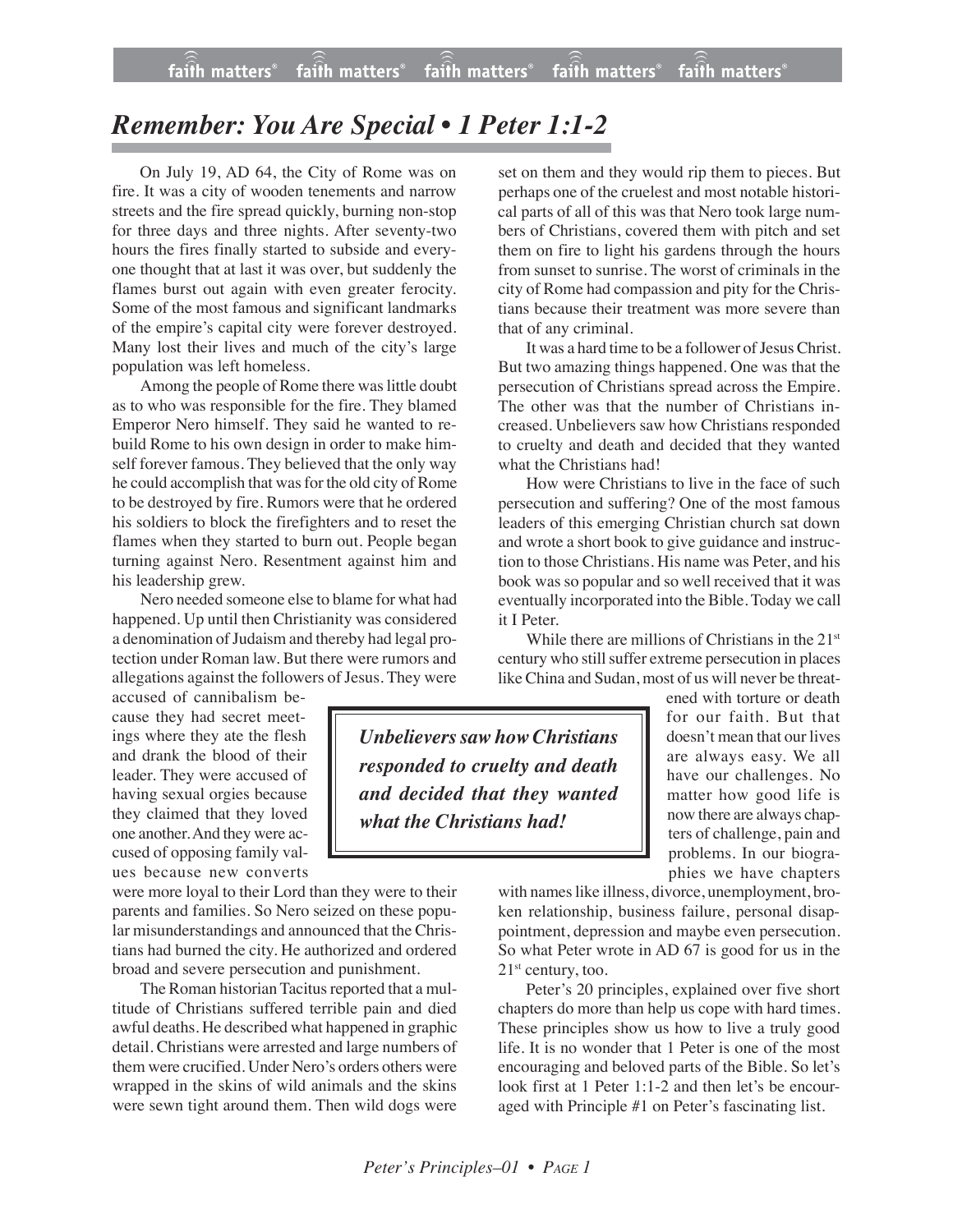# *Remember: You Are Special • 1 Peter 1:1-2*

On July 19, AD 64, the City of Rome was on fire. It was a city of wooden tenements and narrow streets and the fire spread quickly, burning non-stop for three days and three nights. After seventy-two hours the fires finally started to subside and everyone thought that at last it was over, but suddenly the flames burst out again with even greater ferocity. Some of the most famous and significant landmarks of the empire's capital city were forever destroyed. Many lost their lives and much of the city's large population was left homeless.

Among the people of Rome there was little doubt as to who was responsible for the fire. They blamed Emperor Nero himself. They said he wanted to rebuild Rome to his own design in order to make himself forever famous. They believed that the only way he could accomplish that was for the old city of Rome to be destroyed by fire. Rumors were that he ordered his soldiers to block the firefighters and to reset the flames when they started to burn out. People began turning against Nero. Resentment against him and his leadership grew.

Nero needed someone else to blame for what had happened. Up until then Christianity was considered a denomination of Judaism and thereby had legal protection under Roman law. But there were rumors and allegations against the followers of Jesus. They were accused of cannibalism because they had secret meetings where they ate the flesh and drank the blood of their leader. They were accused of having sexual orgies because they claimed that they loved one another. And they were accused of opposing family values because new converts were more loyal to their Lord than they were to their parents and families. So Nero seized on these popular misunderstandings and announced that the Christians had burned the city. He authorized and ordered broad and severe persecution and punishment.

The Roman historian Tacitus reported that a multitude of Christians suffered terrible pain and died awful deaths. He described what happened in graphic detail. Christians were arrested and large numbers of them were crucified. Under Nero's orders others were wrapped in the skins of wild animals and the skins were sewn tight around them. Then wild dogs were set on them and they would rip them to pieces. But perhaps one of the cruelest and most notable historical parts of all of this was that Nero took large numbers of Christians, covered them with pitch and set them on fire to light his gardens through the hours from sunset to sunrise. The worst of criminals in the city of Rome had compassion and pity for the Christians because their treatment was more severe than that of any criminal.

It was a hard time to be a follower of Jesus Christ. But two amazing things happened. One was that the persecution of Christians spread across the Empire. The other was that the number of Christians increased. Unbelievers saw how Christians responded to cruelty and death and decided that they wanted what the Christians had!

How were Christians to live in the face of such persecution and suffering? One of the most famous leaders of this emerging Christian church sat down and wrote a short book to give guidance and instruction to those Christians. His name was Peter, and his book was so popular and so well received that it was eventually incorporated into the Bible. Today we call it I Peter.

> ***Unbelievers saw how Christians responded to cruelty and death and decided that they wanted what the Christians had!***

While there are millions of Christians in the 21st century who still suffer extreme persecution in places like China and Sudan, most of us will never be threatened with torture or death for our faith. But that doesn't mean that our lives are always easy. We all have our challenges. No matter how good life is now there are always chapters of challenge, pain and problems. In our biographies we have chapters with names like illness, divorce, unemployment, broken relationship, business failure, personal disappointment, depression and maybe even persecution. So what Peter wrote in AD 67 is good for us in the 21st century, too.

Peter's 20 principles, explained over five short chapters do more than help us cope with hard times. These principles show us how to live a truly good life. It is no wonder that 1 Peter is one of the most encouraging and beloved parts of the Bible. So let's look first at 1 Peter 1:1-2 and then let's be encouraged with Principle #1 on Peter's fascinating list.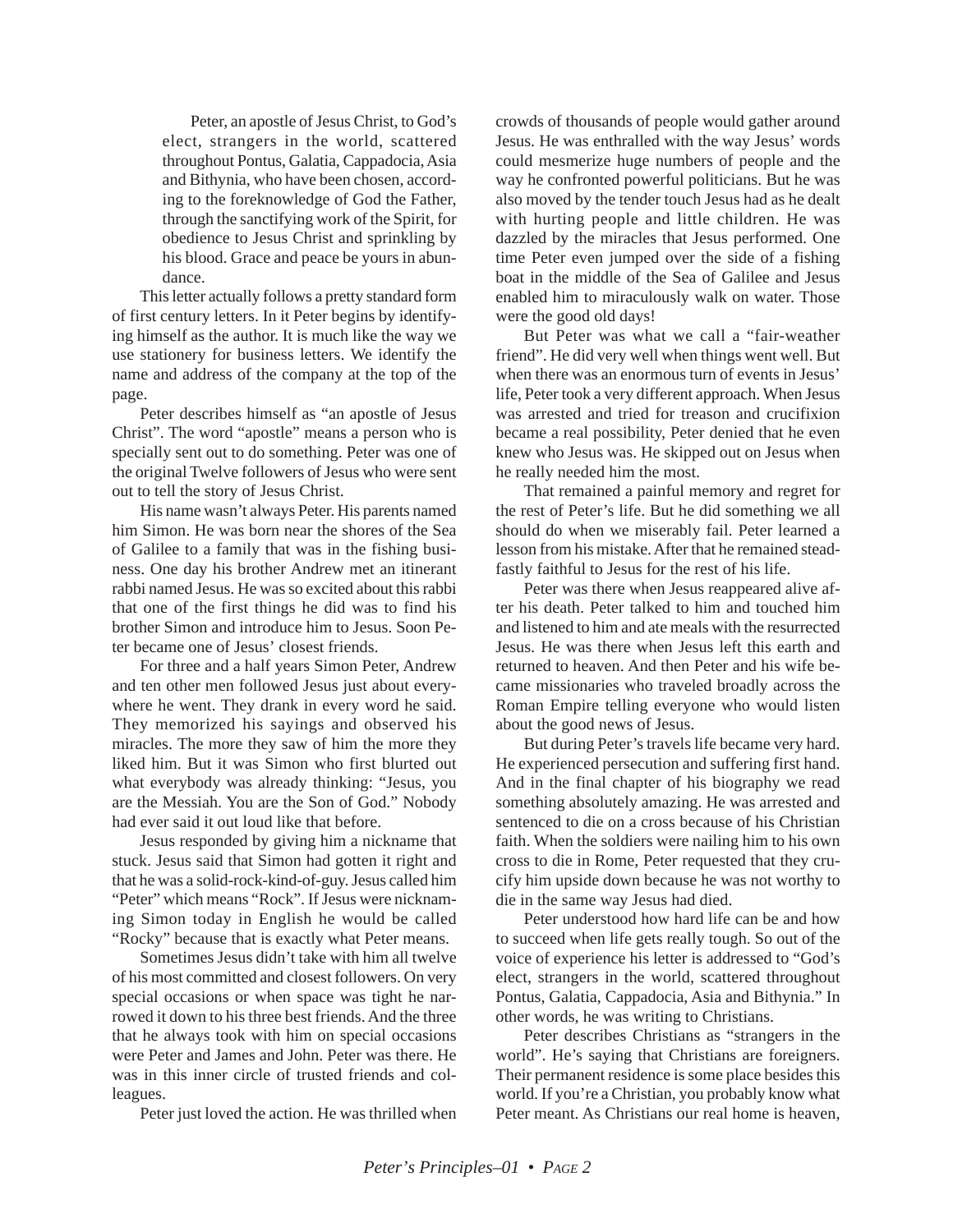> Peter, an apostle of Jesus Christ, to God's elect, strangers in the world, scattered throughout Pontus, Galatia, Cappadocia, Asia and Bithynia, who have been chosen, according to the foreknowledge of God the Father, through the sanctifying work of the Spirit, for obedience to Jesus Christ and sprinkling by his blood. Grace and peace be yours in abundance.

This letter actually follows a pretty standard form of first century letters. In it Peter begins by identifying himself as the author. It is much like the way we use stationery for business letters. We identify the name and address of the company at the top of the page.

Peter describes himself as "an apostle of Jesus Christ". The word "apostle" means a person who is specially sent out to do something. Peter was one of the original Twelve followers of Jesus who were sent out to tell the story of Jesus Christ.

His name wasn't always Peter. His parents named him Simon. He was born near the shores of the Sea of Galilee to a family that was in the fishing business. One day his brother Andrew met an itinerant rabbi named Jesus. He was so excited about this rabbi that one of the first things he did was to find his brother Simon and introduce him to Jesus. Soon Peter became one of Jesus' closest friends.

For three and a half years Simon Peter, Andrew and ten other men followed Jesus just about everywhere he went. They drank in every word he said. They memorized his sayings and observed his miracles. The more they saw of him the more they liked him. But it was Simon who first blurted out what everybody was already thinking: "Jesus, you are the Messiah. You are the Son of God." Nobody had ever said it out loud like that before.

Jesus responded by giving him a nickname that stuck. Jesus said that Simon had gotten it right and that he was a solid-rock-kind-of-guy. Jesus called him "Peter" which means "Rock". If Jesus were nicknaming Simon today in English he would be called "Rocky" because that is exactly what Peter means.

Sometimes Jesus didn't take with him all twelve of his most committed and closest followers. On very special occasions or when space was tight he narrowed it down to his three best friends. And the three that he always took with him on special occasions were Peter and James and John. Peter was there. He was in this inner circle of trusted friends and colleagues.

Peter just loved the action. He was thrilled when crowds of thousands of people would gather around Jesus. He was enthralled with the way Jesus' words could mesmerize huge numbers of people and the way he confronted powerful politicians. But he was also moved by the tender touch Jesus had as he dealt with hurting people and little children. He was dazzled by the miracles that Jesus performed. One time Peter even jumped over the side of a fishing boat in the middle of the Sea of Galilee and Jesus enabled him to miraculously walk on water. Those were the good old days!

But Peter was what we call a "fair-weather friend". He did very well when things went well. But when there was an enormous turn of events in Jesus' life, Peter took a very different approach. When Jesus was arrested and tried for treason and crucifixion became a real possibility, Peter denied that he even knew who Jesus was. He skipped out on Jesus when he really needed him the most.

That remained a painful memory and regret for the rest of Peter's life. But he did something we all should do when we miserably fail. Peter learned a lesson from his mistake. After that he remained steadfastly faithful to Jesus for the rest of his life.

Peter was there when Jesus reappeared alive after his death. Peter talked to him and touched him and listened to him and ate meals with the resurrected Jesus. He was there when Jesus left this earth and returned to heaven. And then Peter and his wife became missionaries who traveled broadly across the Roman Empire telling everyone who would listen about the good news of Jesus.

But during Peter's travels life became very hard. He experienced persecution and suffering first hand. And in the final chapter of his biography we read something absolutely amazing. He was arrested and sentenced to die on a cross because of his Christian faith. When the soldiers were nailing him to his own cross to die in Rome, Peter requested that they crucify him upside down because he was not worthy to die in the same way Jesus had died.

Peter understood how hard life can be and how to succeed when life gets really tough. So out of the voice of experience his letter is addressed to "God's elect, strangers in the world, scattered throughout Pontus, Galatia, Cappadocia, Asia and Bithynia." In other words, he was writing to Christians.

Peter describes Christians as "strangers in the world". He's saying that Christians are foreigners. Their permanent residence is some place besides this world. If you're a Christian, you probably know what Peter meant. As Christians our real home is heaven,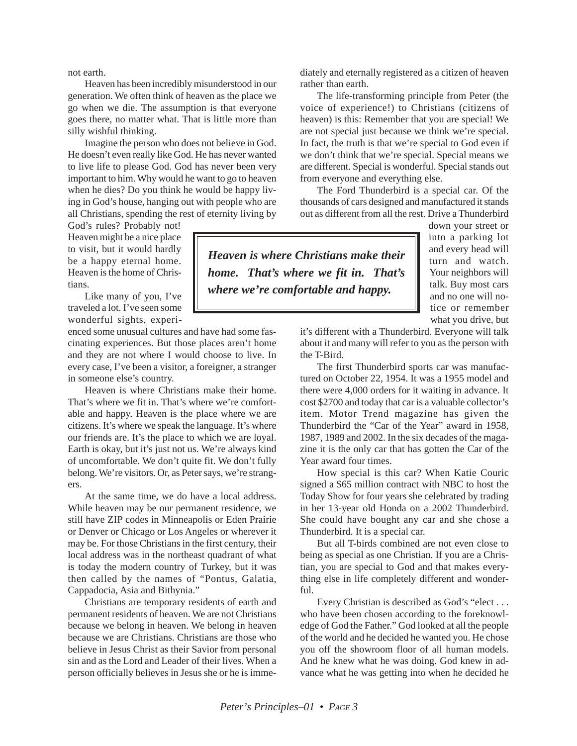not earth.

Heaven has been incredibly misunderstood in our generation. We often think of heaven as the place we go when we die. The assumption is that everyone goes there, no matter what. That is little more than silly wishful thinking.

Imagine the person who does not believe in God. He doesn't even really like God. He has never wanted to live life to please God. God has never been very important to him. Why would he want to go to heaven when he dies? Do you think he would be happy living in God's house, hanging out with people who are all Christians, spending the rest of eternity living by God's rules? Probably not! Heaven might be a nice place to visit, but it would hardly be a happy eternal home. Heaven is the home of Christians.

Like many of you, I've traveled a lot. I've seen some wonderful sights, experienced some unusual cultures and have had some fascinating experiences. But those places aren't home and they are not where I would choose to live. In every case, I've been a visitor, a foreigner, a stranger in someone else's country.

> ***Heaven is where Christians make their home. That's where we fit in. That's where we're comfortable and happy.***

Heaven is where Christians make their home. That's where we fit in. That's where we're comfortable and happy. Heaven is the place where we are citizens. It's where we speak the language. It's where our friends are. It's the place to which we are loyal. Earth is okay, but it's just not us. We're always kind of uncomfortable. We don't quite fit. We don't fully belong. We're visitors. Or, as Peter says, we're strangers.

At the same time, we do have a local address. While heaven may be our permanent residence, we still have ZIP codes in Minneapolis or Eden Prairie or Denver or Chicago or Los Angeles or wherever it may be. For those Christians in the first century, their local address was in the northeast quadrant of what is today the modern country of Turkey, but it was then called by the names of "Pontus, Galatia, Cappadocia, Asia and Bithynia."

Christians are temporary residents of earth and permanent residents of heaven. We are not Christians because we belong in heaven. We belong in heaven because we are Christians. Christians are those who believe in Jesus Christ as their Savior from personal sin and as the Lord and Leader of their lives. When a person officially believes in Jesus she or he is immediately and eternally registered as a citizen of heaven rather than earth.

The life-transforming principle from Peter (the voice of experience!) to Christians (citizens of heaven) is this: Remember that you are special! We are not special just because we think we're special. In fact, the truth is that we're special to God even if we don't think that we're special. Special means we are different. Special is wonderful. Special stands out from everyone and everything else.

The Ford Thunderbird is a special car. Of the thousands of cars designed and manufactured it stands out as different from all the rest. Drive a Thunderbird down your street or into a parking lot and every head will turn and watch. Your neighbors will talk. Buy most cars and no one will notice or remember what you drive, but it's different with a Thunderbird. Everyone will talk about it and many will refer to you as the person with the T-Bird.

The first Thunderbird sports car was manufactured on October 22, 1954. It was a 1955 model and there were 4,000 orders for it waiting in advance. It cost $2700 and today that car is a valuable collector's item. Motor Trend magazine has given the Thunderbird the "Car of the Year" award in 1958, 1987, 1989 and 2002. In the six decades of the magazine it is the only car that has gotten the Car of the Year award four times.

How special is this car? When Katie Couric signed a $65 million contract with NBC to host the Today Show for four years she celebrated by trading in her 13-year old Honda on a 2002 Thunderbird. She could have bought any car and she chose a Thunderbird. It is a special car.

But all T-birds combined are not even close to being as special as one Christian. If you are a Christian, you are special to God and that makes everything else in life completely different and wonderful.

Every Christian is described as God's "elect . . . who have been chosen according to the foreknowledge of God the Father." God looked at all the people of the world and he decided he wanted you. He chose you off the showroom floor of all human models. And he knew what he was doing. God knew in advance what he was getting into when he decided he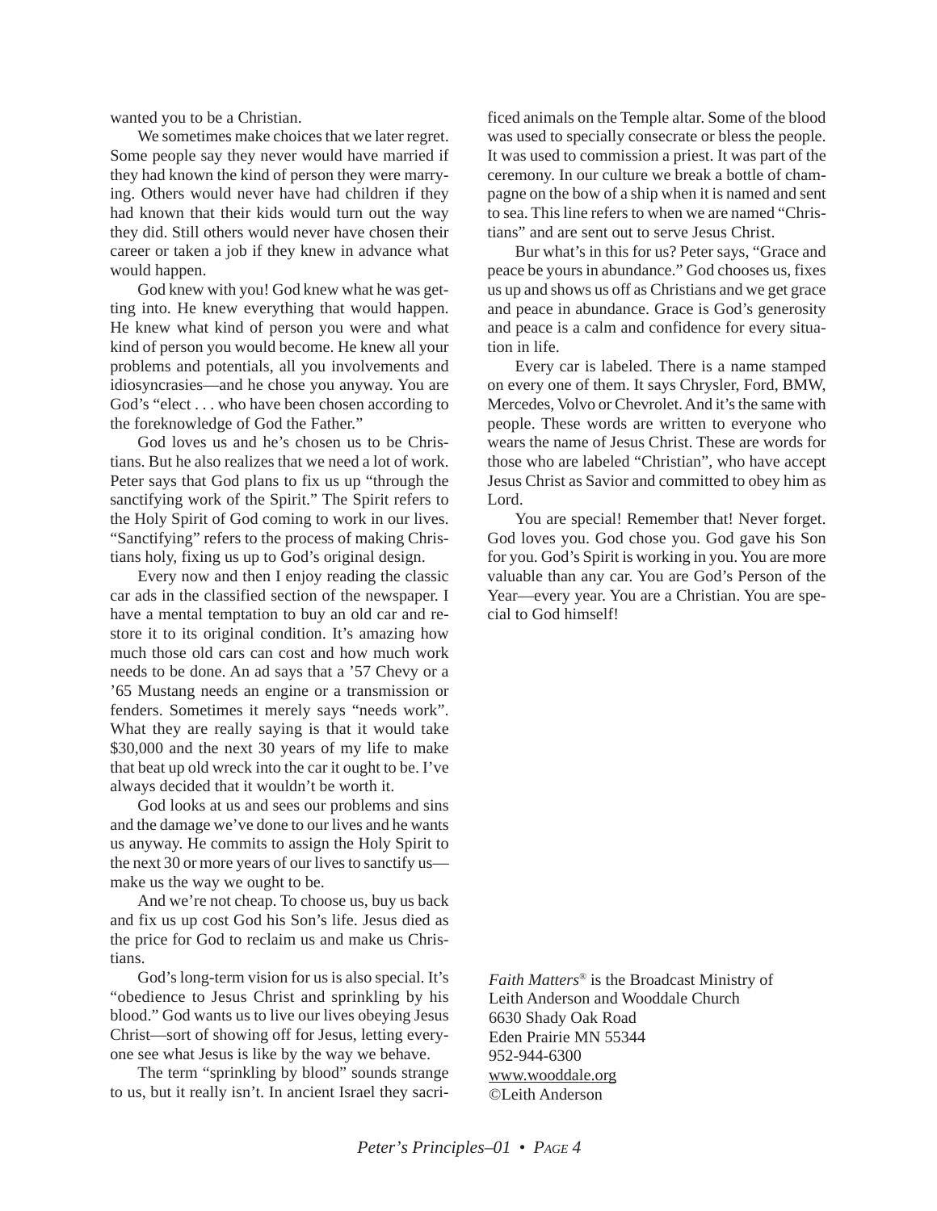wanted you to be a Christian.

We sometimes make choices that we later regret. Some people say they never would have married if they had known the kind of person they were marrying. Others would never have had children if they had known that their kids would turn out the way they did. Still others would never have chosen their career or taken a job if they knew in advance what would happen.

God knew with you! God knew what he was getting into. He knew everything that would happen. He knew what kind of person you were and what kind of person you would become. He knew all your problems and potentials, all you involvements and idiosyncrasies—and he chose you anyway. You are God's "elect . . . who have been chosen according to the foreknowledge of God the Father."

God loves us and he's chosen us to be Christians. But he also realizes that we need a lot of work. Peter says that God plans to fix us up "through the sanctifying work of the Spirit." The Spirit refers to the Holy Spirit of God coming to work in our lives. "Sanctifying" refers to the process of making Christians holy, fixing us up to God's original design.

Every now and then I enjoy reading the classic car ads in the classified section of the newspaper. I have a mental temptation to buy an old car and restore it to its original condition. It's amazing how much those old cars can cost and how much work needs to be done. An ad says that a '57 Chevy or a '65 Mustang needs an engine or a transmission or fenders. Sometimes it merely says "needs work". What they are really saying is that it would take $30,000 and the next 30 years of my life to make that beat up old wreck into the car it ought to be. I've always decided that it wouldn't be worth it.

God looks at us and sees our problems and sins and the damage we've done to our lives and he wants us anyway. He commits to assign the Holy Spirit to the next 30 or more years of our lives to sanctify us—make us the way we ought to be.

And we're not cheap. To choose us, buy us back and fix us up cost God his Son's life. Jesus died as the price for God to reclaim us and make us Christians.

God's long-term vision for us is also special. It's "obedience to Jesus Christ and sprinkling by his blood." God wants us to live our lives obeying Jesus Christ—sort of showing off for Jesus, letting everyone see what Jesus is like by the way we behave.

The term "sprinkling by blood" sounds strange to us, but it really isn't. In ancient Israel they sacrificed animals on the Temple altar. Some of the blood was used to specially consecrate or bless the people. It was used to commission a priest. It was part of the ceremony. In our culture we break a bottle of champagne on the bow of a ship when it is named and sent to sea. This line refers to when we are named "Christians" and are sent out to serve Jesus Christ.

Bur what's in this for us? Peter says, "Grace and peace be yours in abundance." God chooses us, fixes us up and shows us off as Christians and we get grace and peace in abundance. Grace is God's generosity and peace is a calm and confidence for every situation in life.

Every car is labeled. There is a name stamped on every one of them. It says Chrysler, Ford, BMW, Mercedes, Volvo or Chevrolet. And it's the same with people. These words are written to everyone who wears the name of Jesus Christ. These are words for those who are labeled "Christian", who have accept Jesus Christ as Savior and committed to obey him as Lord.

You are special! Remember that! Never forget. God loves you. God chose you. God gave his Son for you. God's Spirit is working in you. You are more valuable than any car. You are God's Person of the Year—every year. You are a Christian. You are special to God himself!

*Faith Matters*® is the Broadcast Ministry of
Leith Anderson and Wooddale Church
6630 Shady Oak Road
Eden Prairie MN 55344
952-944-6300
www.wooddale.org
©Leith Anderson